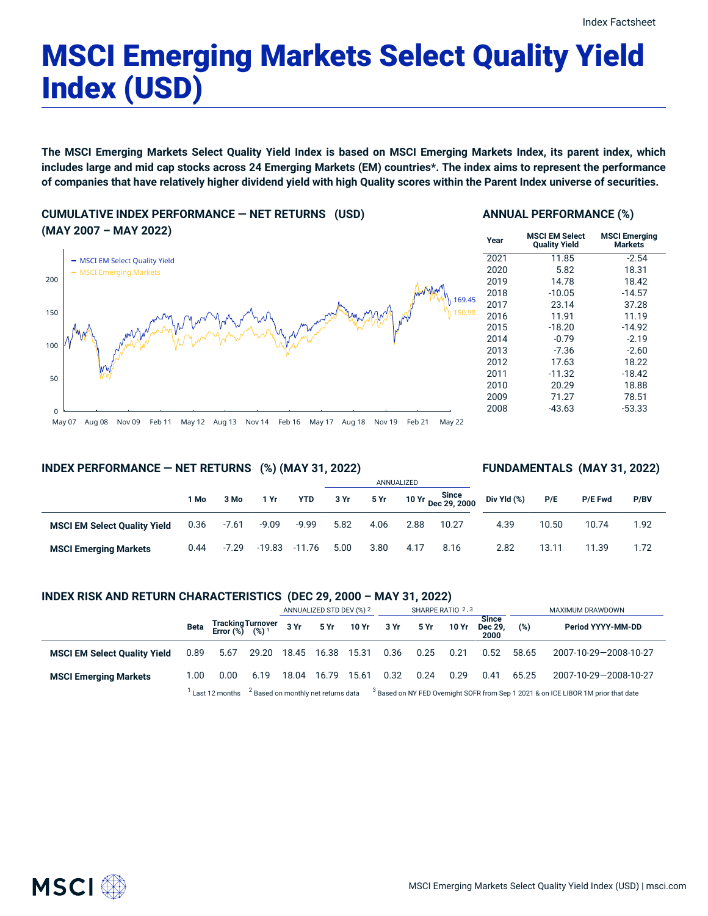# MSCI Emerging Markets Select Quality Yield Index (USD)

**The MSCI Emerging Markets Select Quality Yield Index is based on MSCI Emerging Markets Index, its parent index, which includes large and mid cap stocks across 24 Emerging Markets (EM) countries*. The index aims to represent the performance of companies that have relatively higher dividend yield with high Quality scores within the Parent Index universe of securities.**

## CUMULATIVE INDEX PERFORMANCE — NET RETURNS (USD) (MAY 2007 – MAY 2022)

- MSCI EM Select Quality Yield: 169.45
- MSCI Emerging Markets: 150.98

## ANNUAL PERFORMANCE (%)

| Year | MSCI EM Select Quality Yield | MSCI Emerging Markets |
|---|---|---|
| 2021 | 11.85 | -2.54 |
| 2020 | 5.82 | 18.31 |
| 2019 | 14.78 | 18.42 |
| 2018 | -10.05 | -14.57 |
| 2017 | 23.14 | 37.28 |
| 2016 | 11.91 | 11.19 |
| 2015 | -18.20 | -14.92 |
| 2014 | -0.79 | -2.19 |
| 2013 | -7.36 | -2.60 |
| 2012 | 17.63 | 18.22 |
| 2011 | -11.32 | -18.42 |
| 2010 | 20.29 | 18.88 |
| 2009 | 71.27 | 78.51 |
| 2008 | -43.63 | -53.33 |

## INDEX PERFORMANCE — NET RETURNS (%) (MAY 31, 2022)

## FUNDAMENTALS (MAY 31, 2022)

| | 1 Mo | 3 Mo | 1 Yr | YTD | ANNUALIZED 3 Yr | 5 Yr | 10 Yr | Since Dec 29, 2000 | Div Yld (%) | P/E | P/E Fwd | P/BV |
|---|---|---|---|---|---|---|---|---|---|---|---|---|
| **MSCI EM Select Quality Yield** | 0.36 | -7.61 | -9.09 | -9.99 | 5.82 | 4.06 | 2.88 | 10.27 | 4.39 | 10.50 | 10.74 | 1.92 |
| **MSCI Emerging Markets** | 0.44 | -7.29 | -19.83 | -11.76 | 5.00 | 3.80 | 4.17 | 8.16 | 2.82 | 13.11 | 11.39 | 1.72 |

## INDEX RISK AND RETURN CHARACTERISTICS (DEC 29, 2000 – MAY 31, 2022)

| | Beta | Tracking Error (%) | Turnover (%) [1] | ANNUALIZED STD DEV (%) [2] 3 Yr | 5 Yr | 10 Yr | SHARPE RATIO [2,3] 3 Yr | 5 Yr | 10 Yr | Since Dec 29, 2000 | MAXIMUM DRAWDOWN (%) | Period YYYY-MM-DD |
|---|---|---|---|---|---|---|---|---|---|---|---|---|
| **MSCI EM Select Quality Yield** | 0.89 | 5.67 | 29.20 | 18.45 | 16.38 | 15.31 | 0.36 | 0.25 | 0.21 | 0.52 | 58.65 | 2007-10-29—2008-10-27 |
| **MSCI Emerging Markets** | 1.00 | 0.00 | 6.19 | 18.04 | 16.79 | 15.61 | 0.32 | 0.24 | 0.29 | 0.41 | 65.25 | 2007-10-29—2008-10-27 |

[1] Last 12 months [2] Based on monthly net returns data [3] Based on NY FED Overnight SOFR from Sep 1 2021 & on ICE LIBOR 1M prior that date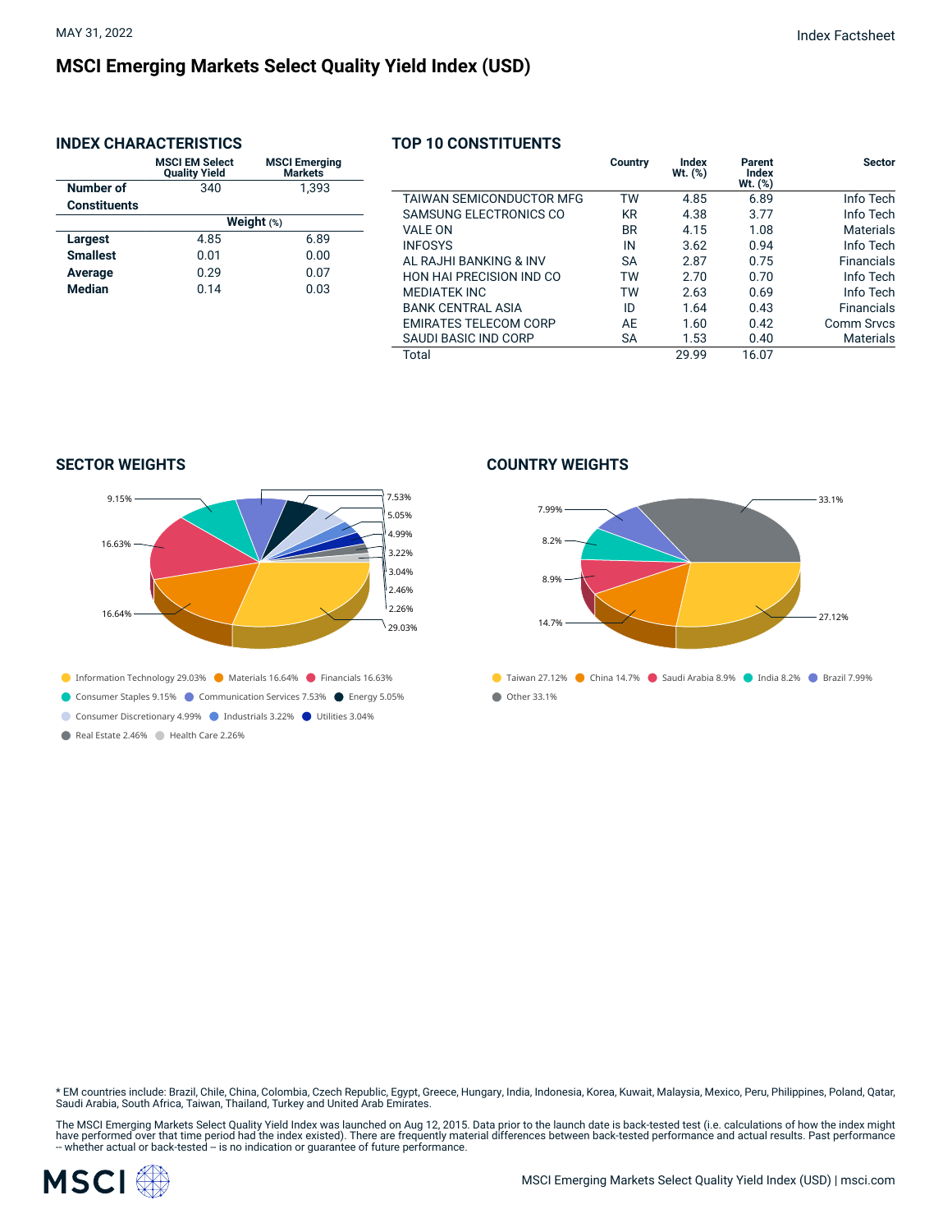MAY 31, 2022

# MSCI Emerging Markets Select Quality Yield Index (USD)

## INDEX CHARACTERISTICS

| | MSCI EM Select Quality Yield | MSCI Emerging Markets |
|---|---|---|
| **Number of Constituents** | 340 | 1,393 |
| | **Weight (%)** | |
| **Largest** | 4.85 | 6.89 |
| **Smallest** | 0.01 | 0.00 |
| **Average** | 0.29 | 0.07 |
| **Median** | 0.14 | 0.03 |

## TOP 10 CONSTITUENTS

| | Country | Index Wt. (%) | Parent Index Wt. (%) | Sector |
|---|---|---|---|---|
| TAIWAN SEMICONDUCTOR MFG | TW | 4.85 | 6.89 | Info Tech |
| SAMSUNG ELECTRONICS CO | KR | 4.38 | 3.77 | Info Tech |
| VALE ON | BR | 4.15 | 1.08 | Materials |
| INFOSYS | IN | 3.62 | 0.94 | Info Tech |
| AL RAJHI BANKING & INV | SA | 2.87 | 0.75 | Financials |
| HON HAI PRECISION IND CO | TW | 2.70 | 0.70 | Info Tech |
| MEDIATEK INC | TW | 2.63 | 0.69 | Info Tech |
| BANK CENTRAL ASIA | ID | 1.64 | 0.43 | Financials |
| EMIRATES TELECOM CORP | AE | 1.60 | 0.42 | Comm Srvcs |
| SAUDI BASIC IND CORP | SA | 1.53 | 0.40 | Materials |
| Total | | 29.99 | 16.07 | |

## SECTOR WEIGHTS

Information Technology 29.03%, Materials 16.64%, Financials 16.63%, Consumer Staples 9.15%, Communication Services 7.53%, Energy 5.05%, Consumer Discretionary 4.99%, Industrials 3.22%, Utilities 3.04%, Real Estate 2.46%, Health Care 2.26%

## COUNTRY WEIGHTS

Taiwan 27.12%, China 14.7%, Saudi Arabia 8.9%, India 8.2%, Brazil 7.99%, Other 33.1%

\* EM countries include: Brazil, Chile, China, Colombia, Czech Republic, Egypt, Greece, Hungary, India, Indonesia, Korea, Kuwait, Malaysia, Mexico, Peru, Philippines, Poland, Qatar, Saudi Arabia, South Africa, Taiwan, Thailand, Turkey and United Arab Emirates.

The MSCI Emerging Markets Select Quality Yield Index was launched on Aug 12, 2015. Data prior to the launch date is back-tested test (i.e. calculations of how the index might have performed over that time period had the index existed). There are frequently material differences between back-tested performance and actual results. Past performance -- whether actual or back-tested -- is no indication or guarantee of future performance.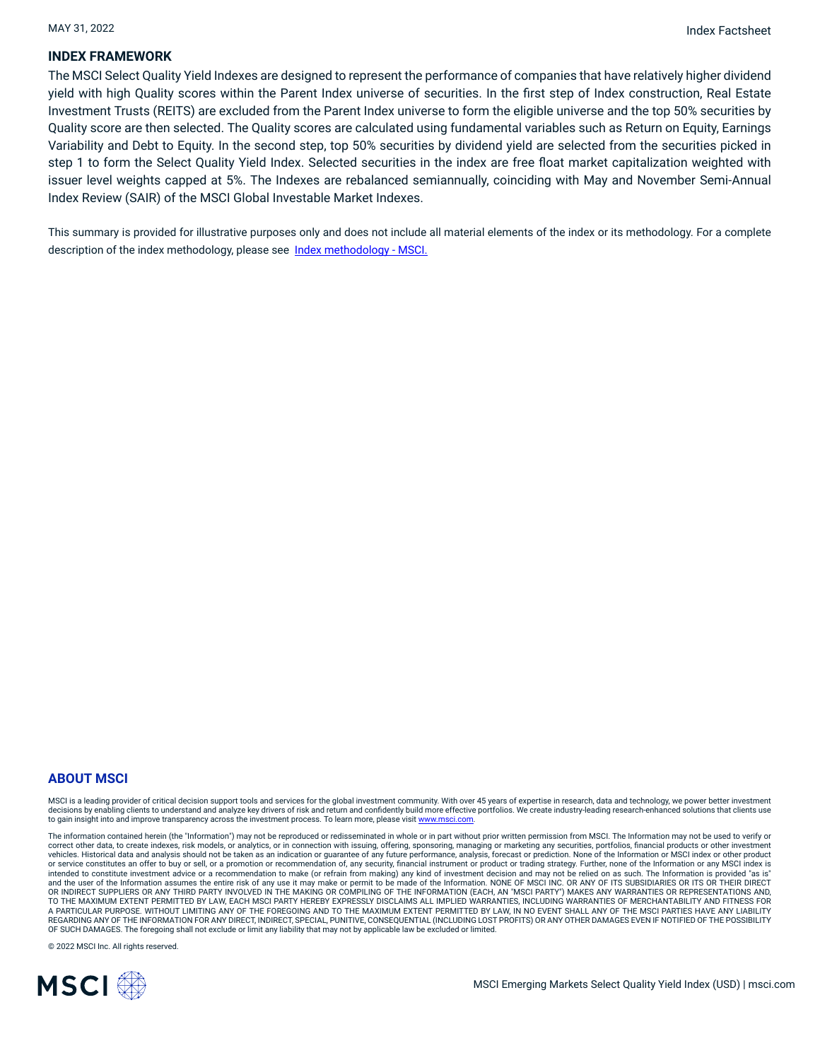## INDEX FRAMEWORK

The MSCI Select Quality Yield Indexes are designed to represent the performance of companies that have relatively higher dividend yield with high Quality scores within the Parent Index universe of securities. In the first step of Index construction, Real Estate Investment Trusts (REITS) are excluded from the Parent Index universe to form the eligible universe and the top 50% securities by Quality score are then selected. The Quality scores are calculated using fundamental variables such as Return on Equity, Earnings Variability and Debt to Equity. In the second step, top 50% securities by dividend yield are selected from the securities picked in step 1 to form the Select Quality Yield Index. Selected securities in the index are free float market capitalization weighted with issuer level weights capped at 5%. The Indexes are rebalanced semiannually, coinciding with May and November Semi-Annual Index Review (SAIR) of the MSCI Global Investable Market Indexes.

This summary is provided for illustrative purposes only and does not include all material elements of the index or its methodology. For a complete description of the index methodology, please see [Index methodology - MSCI.](https://www.msci.com/index-methodology)

## ABOUT MSCI

MSCI is a leading provider of critical decision support tools and services for the global investment community. With over 45 years of expertise in research, data and technology, we power better investment decisions by enabling clients to understand and analyze key drivers of risk and return and confidently build more effective portfolios. We create industry-leading research-enhanced solutions that clients use to gain insight into and improve transparency across the investment process. To learn more, please visit [www.msci.com](http://www.msci.com).

The information contained herein (the "Information") may not be reproduced or redisseminated in whole or in part without prior written permission from MSCI. The Information may not be used to verify or correct other data, to create indexes, risk models, or analytics, or in connection with issuing, offering, sponsoring, managing or marketing any securities, portfolios, financial products or other investment vehicles. Historical data and analysis should not be taken as an indication or guarantee of any future performance, analysis, forecast or prediction. None of the Information or MSCI index or other product or service constitutes an offer to buy or sell, or a promotion or recommendation of, any security, financial instrument or product or trading strategy. Further, none of the Information or any MSCI index is intended to constitute investment advice or a recommendation to make (or refrain from making) any kind of investment decision and may not be relied on as such. The Information is provided "as is" and the user of the Information assumes the entire risk of any use it may make or permit to be made of the Information. NONE OF MSCI INC. OR ANY OF ITS SUBSIDIARIES OR ITS OR THEIR DIRECT OR INDIRECT SUPPLIERS OR ANY THIRD PARTY INVOLVED IN THE MAKING OR COMPILING OF THE INFORMATION (EACH, AN "MSCI PARTY") MAKES ANY WARRANTIES OR REPRESENTATIONS AND, TO THE MAXIMUM EXTENT PERMITTED BY LAW, EACH MSCI PARTY HEREBY EXPRESSLY DISCLAIMS ALL IMPLIED WARRANTIES, INCLUDING WARRANTIES OF MERCHANTABILITY AND FITNESS FOR A PARTICULAR PURPOSE. WITHOUT LIMITING ANY OF THE FOREGOING AND TO THE MAXIMUM EXTENT PERMITTED BY LAW, IN NO EVENT SHALL ANY OF THE MSCI PARTIES HAVE ANY LIABILITY REGARDING ANY OF THE INFORMATION FOR ANY DIRECT, INDIRECT, SPECIAL, PUNITIVE, CONSEQUENTIAL (INCLUDING LOST PROFITS) OR ANY OTHER DAMAGES EVEN IF NOTIFIED OF THE POSSIBILITY OF SUCH DAMAGES. The foregoing shall not exclude or limit any liability that may not by applicable law be excluded or limited.

© 2022 MSCI Inc. All rights reserved.